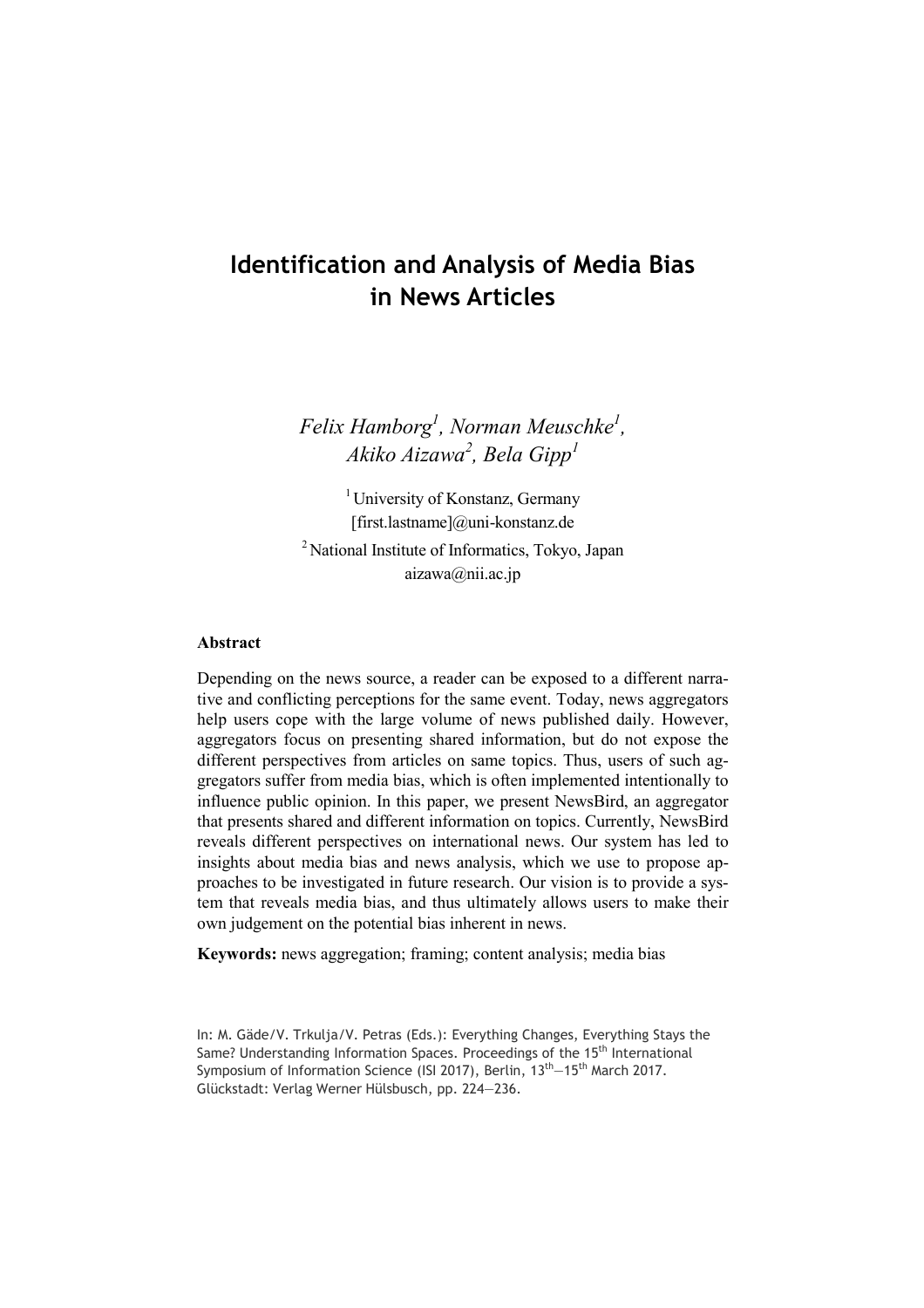# Identification and Analysis of Media Bias in News Articles

*Felix Hamborg[1], Norman Meuschke[1], Akiko Aizawa[2], Bela Gipp[1]*

[1] University of Konstanz, Germany
[first.lastname]@uni-konstanz.de

[2] National Institute of Informatics, Tokyo, Japan
aizawa@nii.ac.jp

**Abstract**

Depending on the news source, a reader can be exposed to a different narrative and conflicting perceptions for the same event. Today, news aggregators help users cope with the large volume of news published daily. However, aggregators focus on presenting shared information, but do not expose the different perspectives from articles on same topics. Thus, users of such aggregators suffer from media bias, which is often implemented intentionally to influence public opinion. In this paper, we present NewsBird, an aggregator that presents shared and different information on topics. Currently, NewsBird reveals different perspectives on international news. Our system has led to insights about media bias and news analysis, which we use to propose approaches to be investigated in future research. Our vision is to provide a system that reveals media bias, and thus ultimately allows users to make their own judgement on the potential bias inherent in news.

**Keywords:** news aggregation; framing; content analysis; media bias

In: M. Gäde/V. Trkulja/V. Petras (Eds.): Everything Changes, Everything Stays the Same? Understanding Information Spaces. Proceedings of the 15th International Symposium of Information Science (ISI 2017), Berlin, 13th—15th March 2017. Glückstadt: Verlag Werner Hülsbusch, pp. 224—236.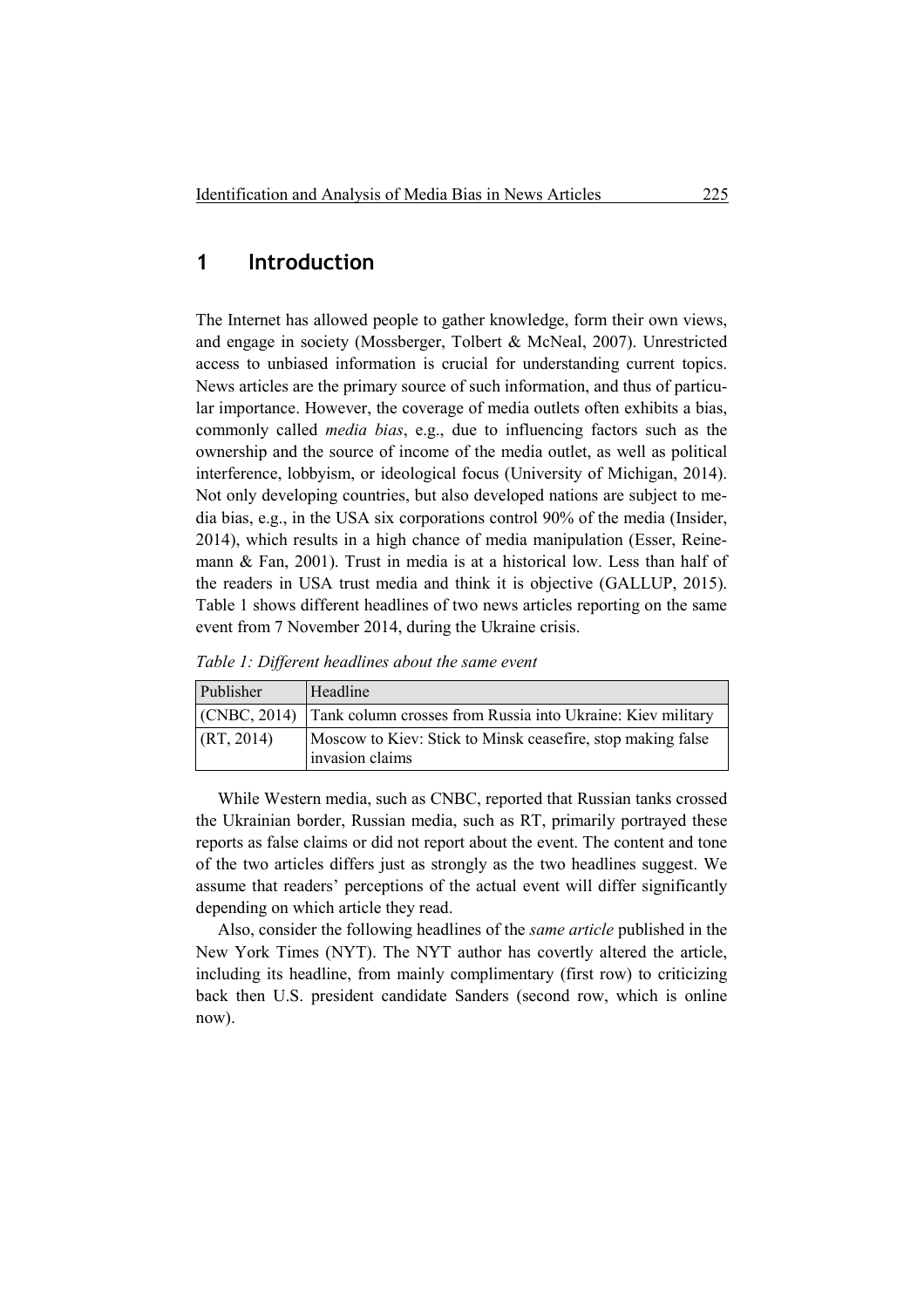# 1 Introduction

The Internet has allowed people to gather knowledge, form their own views, and engage in society (Mossberger, Tolbert & McNeal, 2007). Unrestricted access to unbiased information is crucial for understanding current topics. News articles are the primary source of such information, and thus of particular importance. However, the coverage of media outlets often exhibits a bias, commonly called *media bias*, e.g., due to influencing factors such as the ownership and the source of income of the media outlet, as well as political interference, lobbyism, or ideological focus (University of Michigan, 2014). Not only developing countries, but also developed nations are subject to media bias, e.g., in the USA six corporations control 90% of the media (Insider, 2014), which results in a high chance of media manipulation (Esser, Reinemann & Fan, 2001). Trust in media is at a historical low. Less than half of the readers in USA trust media and think it is objective (GALLUP, 2015). Table 1 shows different headlines of two news articles reporting on the same event from 7 November 2014, during the Ukraine crisis.

*Table 1: Different headlines about the same event*

| Publisher | Headline |
|---|---|
| (CNBC, 2014) | Tank column crosses from Russia into Ukraine: Kiev military |
| (RT, 2014) | Moscow to Kiev: Stick to Minsk ceasefire, stop making false invasion claims |

While Western media, such as CNBC, reported that Russian tanks crossed the Ukrainian border, Russian media, such as RT, primarily portrayed these reports as false claims or did not report about the event. The content and tone of the two articles differs just as strongly as the two headlines suggest. We assume that readers' perceptions of the actual event will differ significantly depending on which article they read.

Also, consider the following headlines of the *same article* published in the New York Times (NYT). The NYT author has covertly altered the article, including its headline, from mainly complimentary (first row) to criticizing back then U.S. president candidate Sanders (second row, which is online now).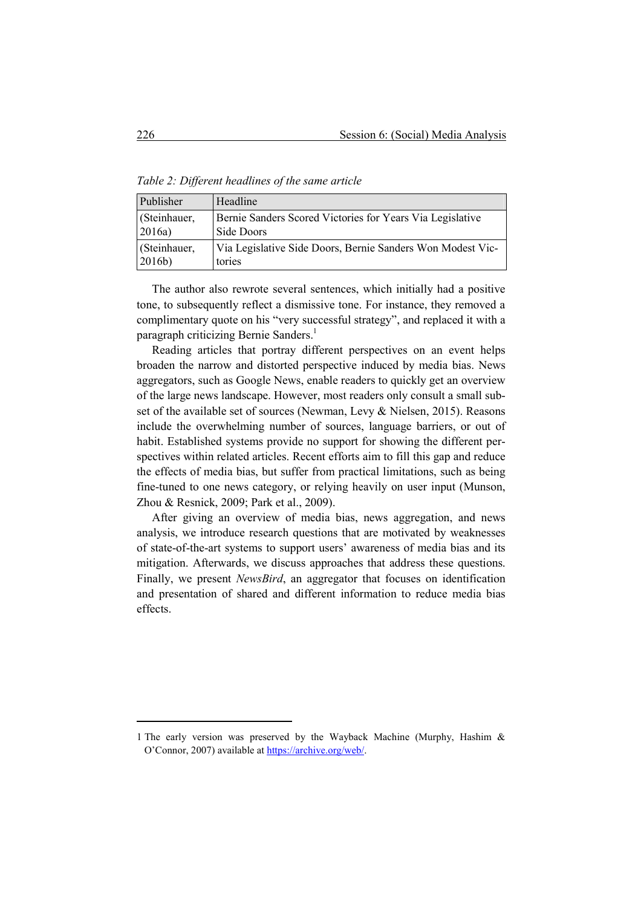*Table 2: Different headlines of the same article*

| Publisher | Headline |
|---|---|
| (Steinhauer, 2016a) | Bernie Sanders Scored Victories for Years Via Legislative Side Doors |
| (Steinhauer, 2016b) | Via Legislative Side Doors, Bernie Sanders Won Modest Victories |

The author also rewrote several sentences, which initially had a positive tone, to subsequently reflect a dismissive tone. For instance, they removed a complimentary quote on his "very successful strategy", and replaced it with a paragraph criticizing Bernie Sanders.[1]

Reading articles that portray different perspectives on an event helps broaden the narrow and distorted perspective induced by media bias. News aggregators, such as Google News, enable readers to quickly get an overview of the large news landscape. However, most readers only consult a small subset of the available set of sources (Newman, Levy & Nielsen, 2015). Reasons include the overwhelming number of sources, language barriers, or out of habit. Established systems provide no support for showing the different perspectives within related articles. Recent efforts aim to fill this gap and reduce the effects of media bias, but suffer from practical limitations, such as being fine-tuned to one news category, or relying heavily on user input (Munson, Zhou & Resnick, 2009; Park et al., 2009).

After giving an overview of media bias, news aggregation, and news analysis, we introduce research questions that are motivated by weaknesses of state-of-the-art systems to support users' awareness of media bias and its mitigation. Afterwards, we discuss approaches that address these questions. Finally, we present *NewsBird*, an aggregator that focuses on identification and presentation of shared and different information to reduce media bias effects.

---

1 The early version was preserved by the Wayback Machine (Murphy, Hashim & O'Connor, 2007) available at https://archive.org/web/.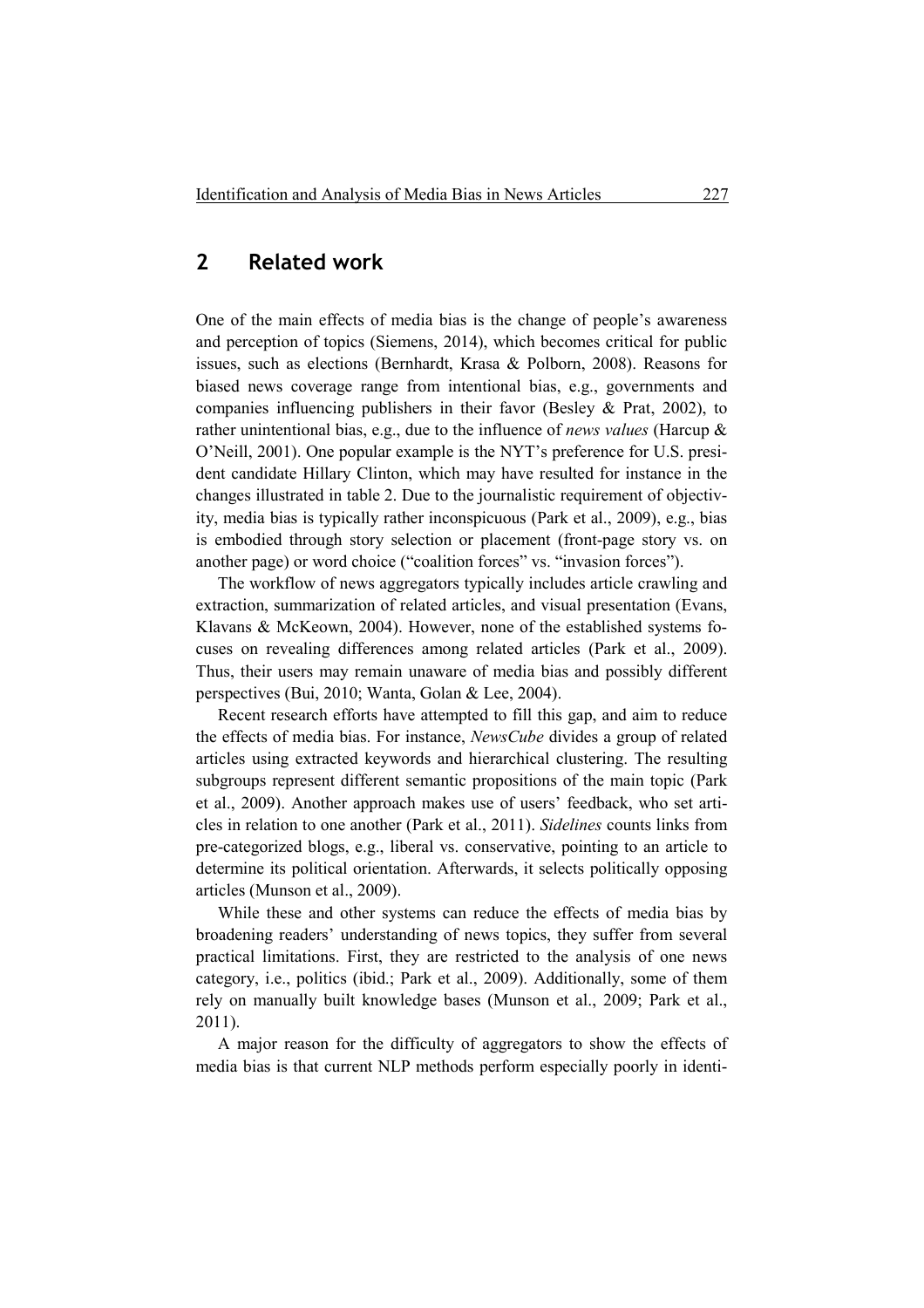## 2 Related work

One of the main effects of media bias is the change of people's awareness and perception of topics (Siemens, 2014), which becomes critical for public issues, such as elections (Bernhardt, Krasa & Polborn, 2008). Reasons for biased news coverage range from intentional bias, e.g., governments and companies influencing publishers in their favor (Besley & Prat, 2002), to rather unintentional bias, e.g., due to the influence of *news values* (Harcup & O'Neill, 2001). One popular example is the NYT's preference for U.S. president candidate Hillary Clinton, which may have resulted for instance in the changes illustrated in table 2. Due to the journalistic requirement of objectivity, media bias is typically rather inconspicuous (Park et al., 2009), e.g., bias is embodied through story selection or placement (front-page story vs. on another page) or word choice ("coalition forces" vs. "invasion forces").

The workflow of news aggregators typically includes article crawling and extraction, summarization of related articles, and visual presentation (Evans, Klavans & McKeown, 2004). However, none of the established systems focuses on revealing differences among related articles (Park et al., 2009). Thus, their users may remain unaware of media bias and possibly different perspectives (Bui, 2010; Wanta, Golan & Lee, 2004).

Recent research efforts have attempted to fill this gap, and aim to reduce the effects of media bias. For instance, *NewsCube* divides a group of related articles using extracted keywords and hierarchical clustering. The resulting subgroups represent different semantic propositions of the main topic (Park et al., 2009). Another approach makes use of users' feedback, who set articles in relation to one another (Park et al., 2011). *Sidelines* counts links from pre-categorized blogs, e.g., liberal vs. conservative, pointing to an article to determine its political orientation. Afterwards, it selects politically opposing articles (Munson et al., 2009).

While these and other systems can reduce the effects of media bias by broadening readers' understanding of news topics, they suffer from several practical limitations. First, they are restricted to the analysis of one news category, i.e., politics (ibid.; Park et al., 2009). Additionally, some of them rely on manually built knowledge bases (Munson et al., 2009; Park et al., 2011).

A major reason for the difficulty of aggregators to show the effects of media bias is that current NLP methods perform especially poorly in identi-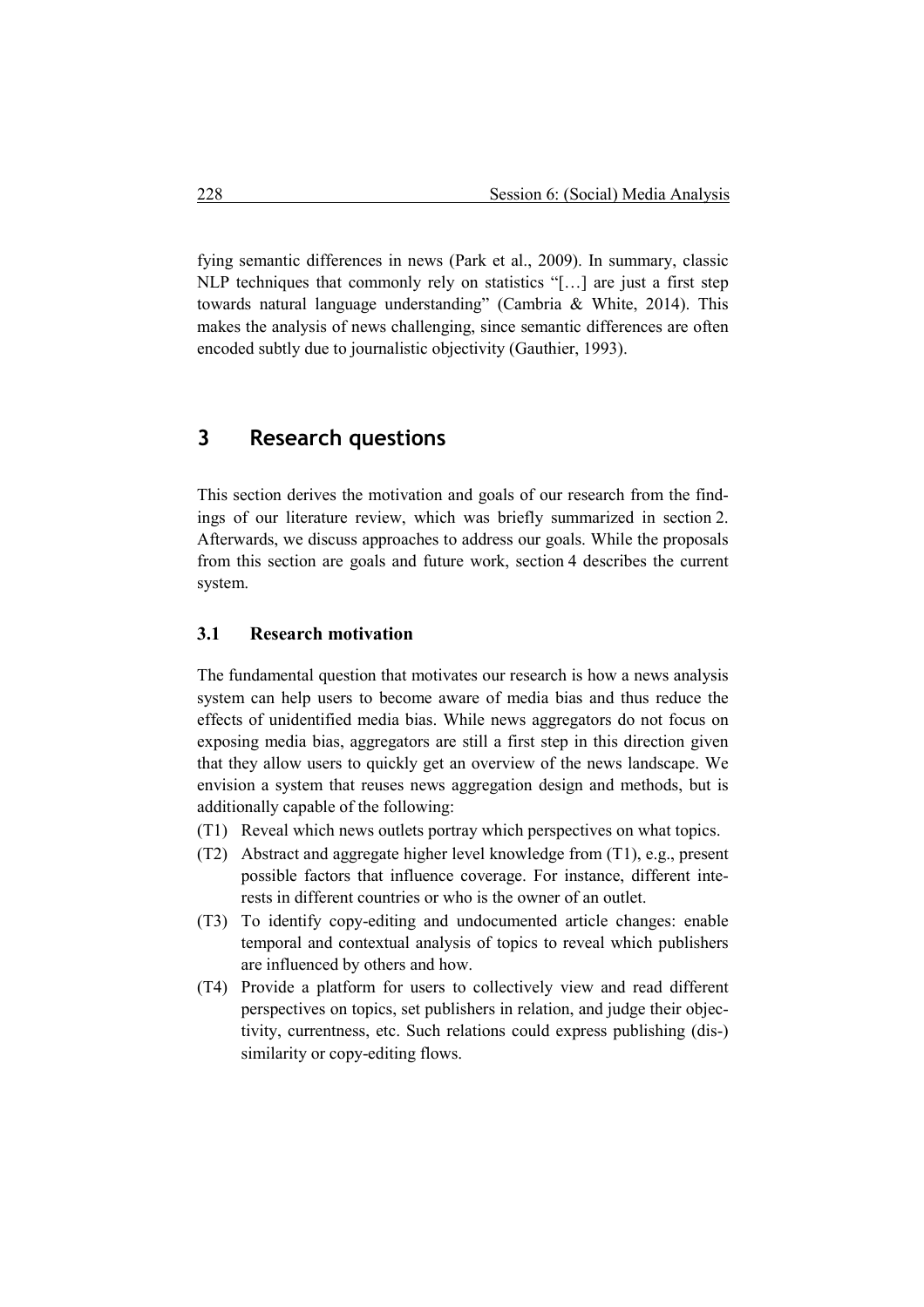fying semantic differences in news (Park et al., 2009). In summary, classic NLP techniques that commonly rely on statistics "[…] are just a first step towards natural language understanding" (Cambria & White, 2014). This makes the analysis of news challenging, since semantic differences are often encoded subtly due to journalistic objectivity (Gauthier, 1993).

## 3 Research questions

This section derives the motivation and goals of our research from the findings of our literature review, which was briefly summarized in section 2. Afterwards, we discuss approaches to address our goals. While the proposals from this section are goals and future work, section 4 describes the current system.

### 3.1 Research motivation

The fundamental question that motivates our research is how a news analysis system can help users to become aware of media bias and thus reduce the effects of unidentified media bias. While news aggregators do not focus on exposing media bias, aggregators are still a first step in this direction given that they allow users to quickly get an overview of the news landscape. We envision a system that reuses news aggregation design and methods, but is additionally capable of the following:

- (T1) Reveal which news outlets portray which perspectives on what topics.
- (T2) Abstract and aggregate higher level knowledge from (T1), e.g., present possible factors that influence coverage. For instance, different interests in different countries or who is the owner of an outlet.
- (T3) To identify copy-editing and undocumented article changes: enable temporal and contextual analysis of topics to reveal which publishers are influenced by others and how.
- (T4) Provide a platform for users to collectively view and read different perspectives on topics, set publishers in relation, and judge their objectivity, currentness, etc. Such relations could express publishing (dis-) similarity or copy-editing flows.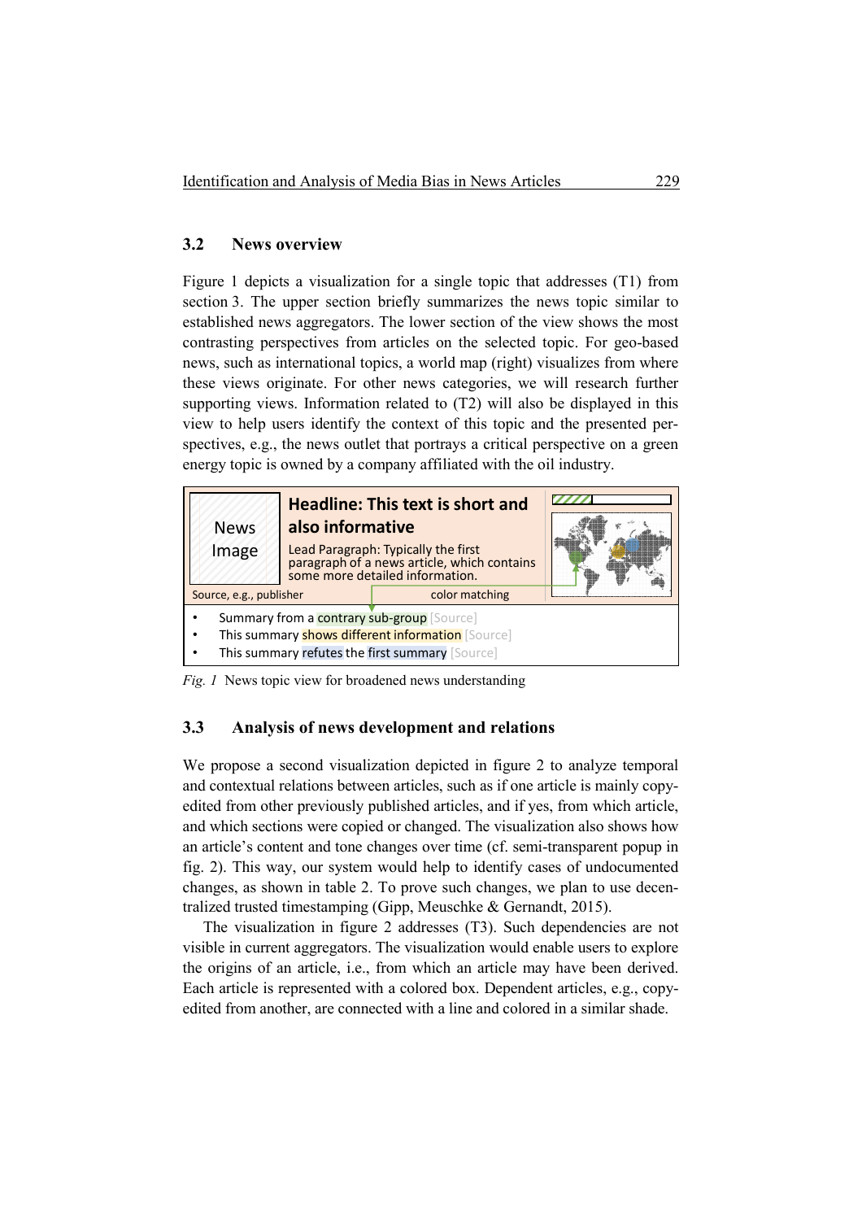### 3.2 News overview

Figure 1 depicts a visualization for a single topic that addresses (T1) from section 3. The upper section briefly summarizes the news topic similar to established news aggregators. The lower section of the view shows the most contrasting perspectives from articles on the selected topic. For geo-based news, such as international topics, a world map (right) visualizes from where these views originate. For other news categories, we will research further supporting views. Information related to (T2) will also be displayed in this view to help users identify the context of this topic and the presented perspectives, e.g., the news outlet that portrays a critical perspective on a green energy topic is owned by a company affiliated with the oil industry.

News Image

**Headline: This text is short and also informative**

Lead Paragraph: Typically the first paragraph of a news article, which contains some more detailed information.

Source, e.g., publisher

color matching

- Summary from a contrary sub-group [Source]
- This summary shows different information [Source]
- This summary refutes the first summary [Source]

*Fig. 1* News topic view for broadened news understanding

### 3.3 Analysis of news development and relations

We propose a second visualization depicted in figure 2 to analyze temporal and contextual relations between articles, such as if one article is mainly copy-edited from other previously published articles, and if yes, from which article, and which sections were copied or changed. The visualization also shows how an article's content and tone changes over time (cf. semi-transparent popup in fig. 2). This way, our system would help to identify cases of undocumented changes, as shown in table 2. To prove such changes, we plan to use decentralized trusted timestamping (Gipp, Meuschke & Gernandt, 2015).

The visualization in figure 2 addresses (T3). Such dependencies are not visible in current aggregators. The visualization would enable users to explore the origins of an article, i.e., from which an article may have been derived. Each article is represented with a colored box. Dependent articles, e.g., copy-edited from another, are connected with a line and colored in a similar shade.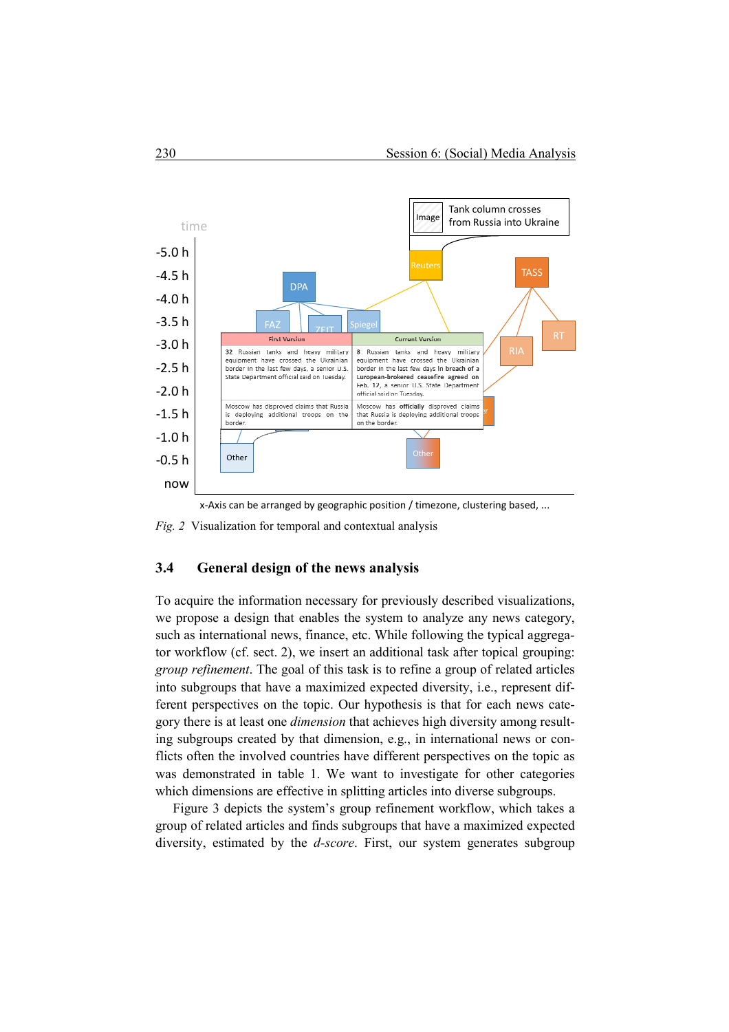*Fig. 2* Visualization for temporal and contextual analysis

### 3.4 General design of the news analysis

To acquire the information necessary for previously described visualizations, we propose a design that enables the system to analyze any news category, such as international news, finance, etc. While following the typical aggregator workflow (cf. sect. 2), we insert an additional task after topical grouping: *group refinement*. The goal of this task is to refine a group of related articles into subgroups that have a maximized expected diversity, i.e., represent different perspectives on the topic. Our hypothesis is that for each news category there is at least one *dimension* that achieves high diversity among resulting subgroups created by that dimension, e.g., in international news or conflicts often the involved countries have different perspectives on the topic as was demonstrated in table 1. We want to investigate for other categories which dimensions are effective in splitting articles into diverse subgroups.

Figure 3 depicts the system's group refinement workflow, which takes a group of related articles and finds subgroups that have a maximized expected diversity, estimated by the *d-score*. First, our system generates subgroup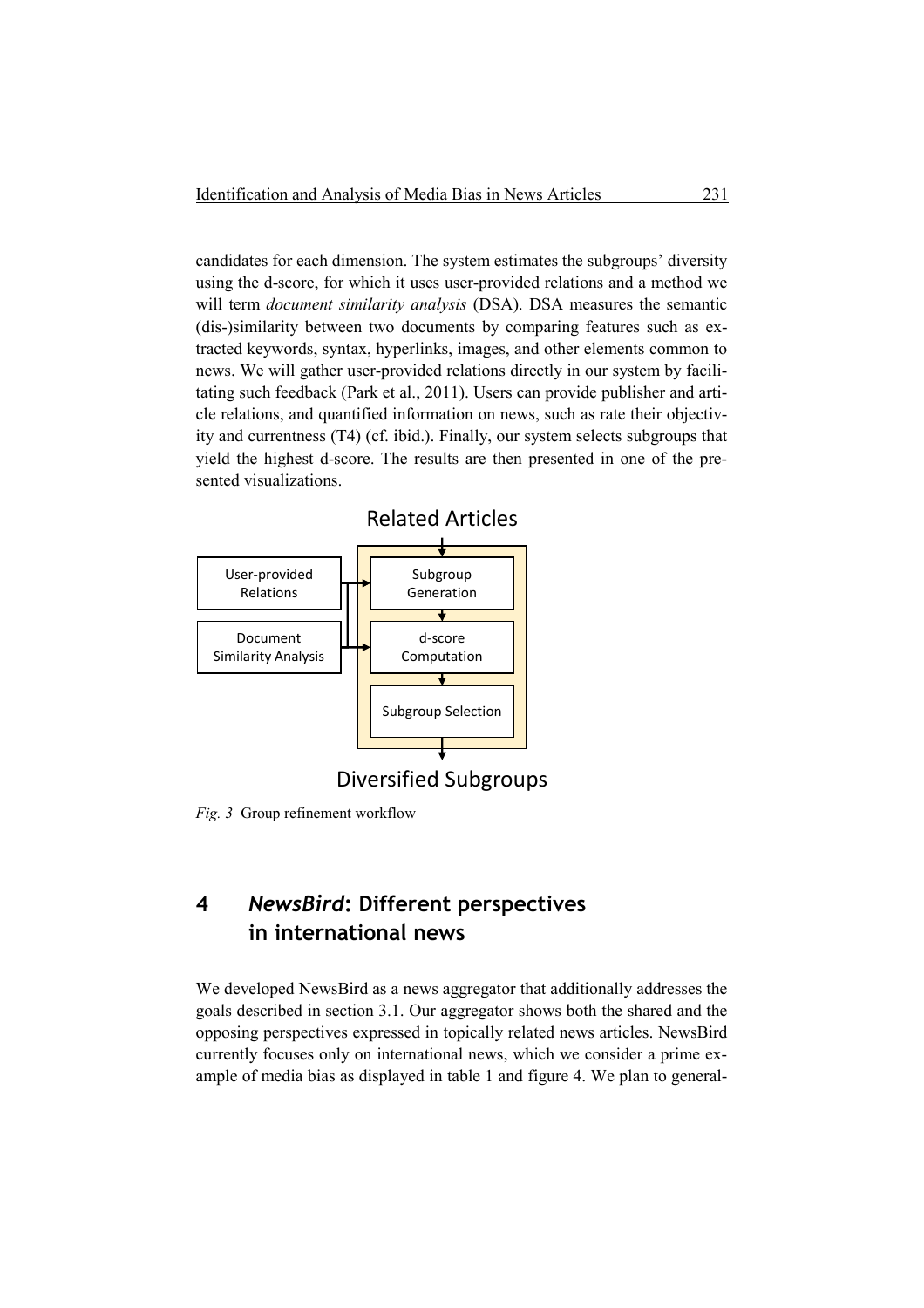candidates for each dimension. The system estimates the subgroups' diversity using the d-score, for which it uses user-provided relations and a method we will term *document similarity analysis* (DSA). DSA measures the semantic (dis-)similarity between two documents by comparing features such as extracted keywords, syntax, hyperlinks, images, and other elements common to news. We will gather user-provided relations directly in our system by facilitating such feedback (Park et al., 2011). Users can provide publisher and article relations, and quantified information on news, such as rate their objectivity and currentness (T4) (cf. ibid.). Finally, our system selects subgroups that yield the highest d-score. The results are then presented in one of the presented visualizations.

Related Articles

User-provided Relations

Document Similarity Analysis

Subgroup Generation

d-score Computation

Subgroup Selection

Diversified Subgroups

*Fig. 3* Group refinement workflow

## 4 *NewsBird*: Different perspectives in international news

We developed NewsBird as a news aggregator that additionally addresses the goals described in section 3.1. Our aggregator shows both the shared and the opposing perspectives expressed in topically related news articles. NewsBird currently focuses only on international news, which we consider a prime example of media bias as displayed in table 1 and figure 4. We plan to general-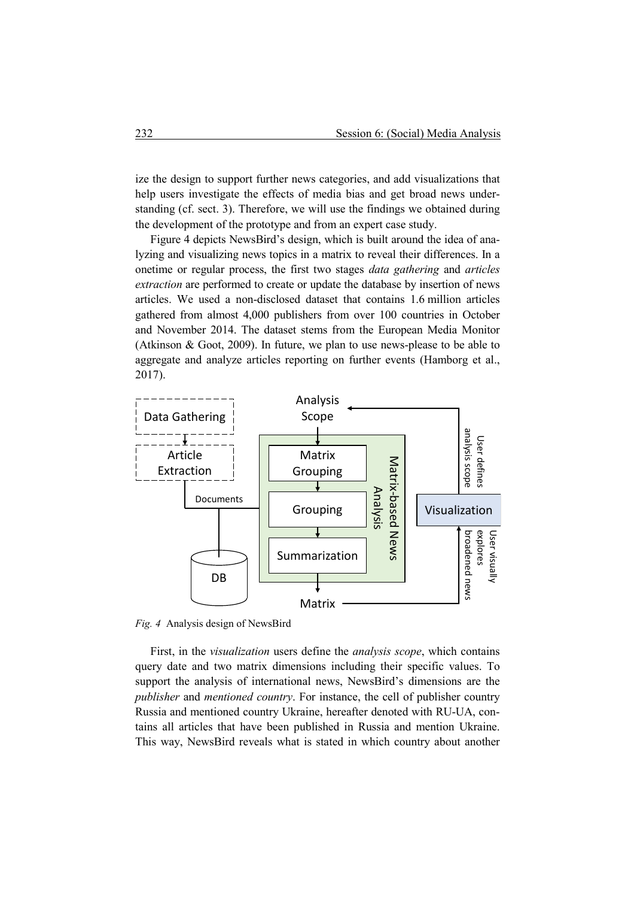ize the design to support further news categories, and add visualizations that help users investigate the effects of media bias and get broad news understanding (cf. sect. 3). Therefore, we will use the findings we obtained during the development of the prototype and from an expert case study.

Figure 4 depicts NewsBird's design, which is built around the idea of analyzing and visualizing news topics in a matrix to reveal their differences. In a onetime or regular process, the first two stages *data gathering* and *articles extraction* are performed to create or update the database by insertion of news articles. We used a non-disclosed dataset that contains 1.6 million articles gathered from almost 4,000 publishers from over 100 countries in October and November 2014. The dataset stems from the European Media Monitor (Atkinson & Goot, 2009). In future, we plan to use news-please to be able to aggregate and analyze articles reporting on further events (Hamborg et al., 2017).

*Fig. 4* Analysis design of NewsBird

First, in the *visualization* users define the *analysis scope*, which contains query date and two matrix dimensions including their specific values. To support the analysis of international news, NewsBird's dimensions are the *publisher* and *mentioned country*. For instance, the cell of publisher country Russia and mentioned country Ukraine, hereafter denoted with RU-UA, contains all articles that have been published in Russia and mention Ukraine. This way, NewsBird reveals what is stated in which country about another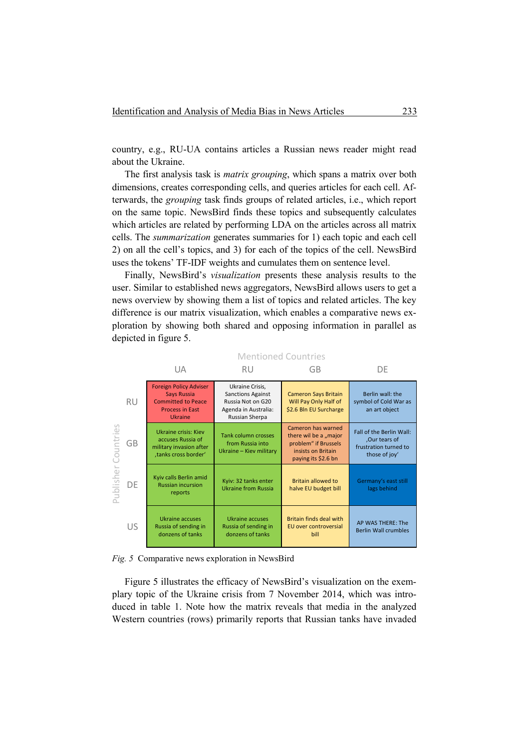country, e.g., RU-UA contains articles a Russian news reader might read about the Ukraine.

The first analysis task is *matrix grouping*, which spans a matrix over both dimensions, creates corresponding cells, and queries articles for each cell. Afterwards, the *grouping* task finds groups of related articles, i.e., which report on the same topic. NewsBird finds these topics and subsequently calculates which articles are related by performing LDA on the articles across all matrix cells. The *summarization* generates summaries for 1) each topic and each cell 2) on all the cell's topics, and 3) for each of the topics of the cell. NewsBird uses the tokens' TF-IDF weights and cumulates them on sentence level.

Finally, NewsBird's *visualization* presents these analysis results to the user. Similar to established news aggregators, NewsBird allows users to get a news overview by showing them a list of topics and related articles. The key difference is our matrix visualization, which enables a comparative news exploration by showing both shared and opposing information in parallel as depicted in figure 5.

| Publisher Countries \ Mentioned Countries | UA | RU | GB | DE |
|---|---|---|---|---|
| RU | Foreign Policy Adviser Says Russia Committed to Peace Process in East Ukraine | Ukraine Crisis, Sanctions Against Russia Not on G20 Agenda in Australia: Russian Sherpa | Cameron Says Britain Will Pay Only Half of $2.6 Bln EU Surcharge | Berlin wall: the symbol of Cold War as an art object |
| GB | Ukraine crisis: Kiev accuses Russia of military invasion after ‚tanks cross border' | Tank column crosses from Russia into Ukraine – Kiev military | Cameron has warned there wil be a „major problem" if Brussels insists on Britain paying its $2.6 bn | Fall of the Berlin Wall: ‚Our tears of frustration turned to those of joy' |
| DE | Kyiv calls Berlin amid Russian incursion reports | Kyiv: 32 tanks enter Ukraine from Russia | Britain allowed to halve EU budget bill | Germany's east still lags behind |
| US | Ukraine accuses Russia of sending in donzens of tanks | Ukraine accuses Russia of sending in donzens of tanks | Britain finds deal with EU over controversial bill | AP WAS THERE: The Berlin Wall crumbles |

*Fig. 5* Comparative news exploration in NewsBird

Figure 5 illustrates the efficacy of NewsBird's visualization on the exemplary topic of the Ukraine crisis from 7 November 2014, which was introduced in table 1. Note how the matrix reveals that media in the analyzed Western countries (rows) primarily reports that Russian tanks have invaded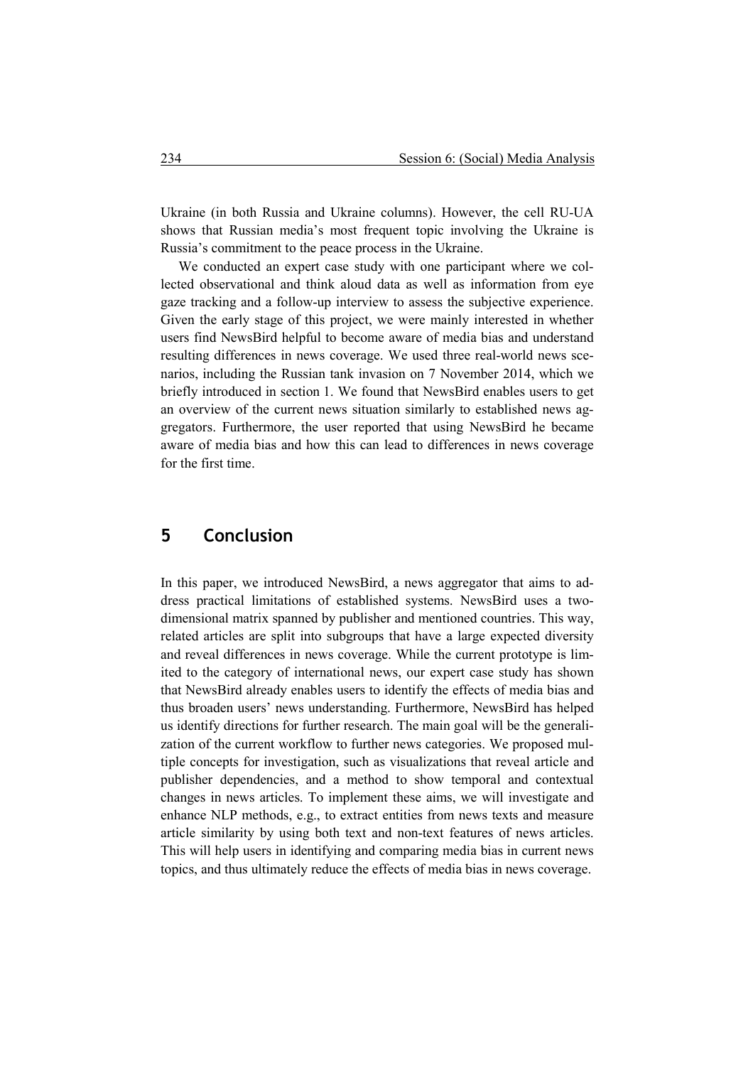Ukraine (in both Russia and Ukraine columns). However, the cell RU-UA shows that Russian media's most frequent topic involving the Ukraine is Russia's commitment to the peace process in the Ukraine.

We conducted an expert case study with one participant where we collected observational and think aloud data as well as information from eye gaze tracking and a follow-up interview to assess the subjective experience. Given the early stage of this project, we were mainly interested in whether users find NewsBird helpful to become aware of media bias and understand resulting differences in news coverage. We used three real-world news scenarios, including the Russian tank invasion on 7 November 2014, which we briefly introduced in section 1. We found that NewsBird enables users to get an overview of the current news situation similarly to established news aggregators. Furthermore, the user reported that using NewsBird he became aware of media bias and how this can lead to differences in news coverage for the first time.

## 5 Conclusion

In this paper, we introduced NewsBird, a news aggregator that aims to address practical limitations of established systems. NewsBird uses a two-dimensional matrix spanned by publisher and mentioned countries. This way, related articles are split into subgroups that have a large expected diversity and reveal differences in news coverage. While the current prototype is limited to the category of international news, our expert case study has shown that NewsBird already enables users to identify the effects of media bias and thus broaden users' news understanding. Furthermore, NewsBird has helped us identify directions for further research. The main goal will be the generalization of the current workflow to further news categories. We proposed multiple concepts for investigation, such as visualizations that reveal article and publisher dependencies, and a method to show temporal and contextual changes in news articles. To implement these aims, we will investigate and enhance NLP methods, e.g., to extract entities from news texts and measure article similarity by using both text and non-text features of news articles. This will help users in identifying and comparing media bias in current news topics, and thus ultimately reduce the effects of media bias in news coverage.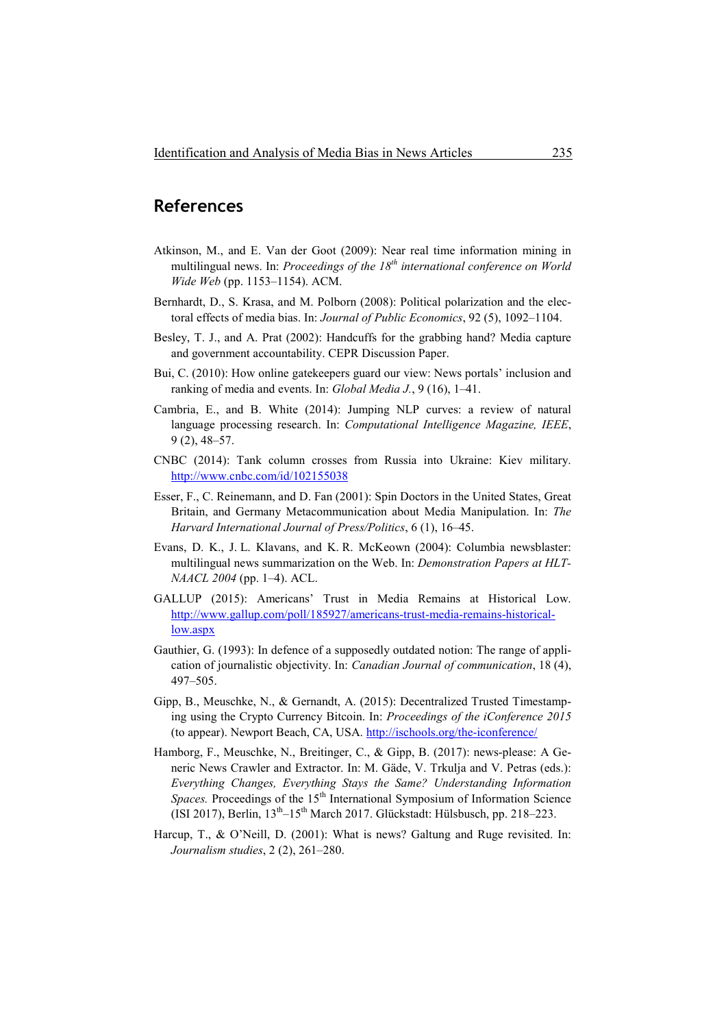## References

Atkinson, M., and E. Van der Goot (2009): Near real time information mining in multilingual news. In: *Proceedings of the 18th international conference on World Wide Web* (pp. 1153–1154). ACM.

Bernhardt, D., S. Krasa, and M. Polborn (2008): Political polarization and the electoral effects of media bias. In: *Journal of Public Economics*, 92 (5), 1092–1104.

Besley, T. J., and A. Prat (2002): Handcuffs for the grabbing hand? Media capture and government accountability. CEPR Discussion Paper.

Bui, C. (2010): How online gatekeepers guard our view: News portals' inclusion and ranking of media and events. In: *Global Media J.*, 9 (16), 1–41.

Cambria, E., and B. White (2014): Jumping NLP curves: a review of natural language processing research. In: *Computational Intelligence Magazine, IEEE*, 9 (2), 48–57.

CNBC (2014): Tank column crosses from Russia into Ukraine: Kiev military. http://www.cnbc.com/id/102155038

Esser, F., C. Reinemann, and D. Fan (2001): Spin Doctors in the United States, Great Britain, and Germany Metacommunication about Media Manipulation. In: *The Harvard International Journal of Press/Politics*, 6 (1), 16–45.

Evans, D. K., J. L. Klavans, and K. R. McKeown (2004): Columbia newsblaster: multilingual news summarization on the Web. In: *Demonstration Papers at HLT-NAACL 2004* (pp. 1–4). ACL.

GALLUP (2015): Americans' Trust in Media Remains at Historical Low. http://www.gallup.com/poll/185927/americans-trust-media-remains-historical-low.aspx

Gauthier, G. (1993): In defence of a supposedly outdated notion: The range of application of journalistic objectivity. In: *Canadian Journal of communication*, 18 (4), 497–505.

Gipp, B., Meuschke, N., & Gernandt, A. (2015): Decentralized Trusted Timestamping using the Crypto Currency Bitcoin. In: *Proceedings of the iConference 2015* (to appear). Newport Beach, CA, USA. http://ischools.org/the-iconference/

Hamborg, F., Meuschke, N., Breitinger, C., & Gipp, B. (2017): news-please: A Generic News Crawler and Extractor. In: M. Gäde, V. Trkulja and V. Petras (eds.): *Everything Changes, Everything Stays the Same? Understanding Information Spaces.* Proceedings of the 15th International Symposium of Information Science (ISI 2017), Berlin, 13th–15th March 2017. Glückstadt: Hülsbusch, pp. 218–223.

Harcup, T., & O'Neill, D. (2001): What is news? Galtung and Ruge revisited. In: *Journalism studies*, 2 (2), 261–280.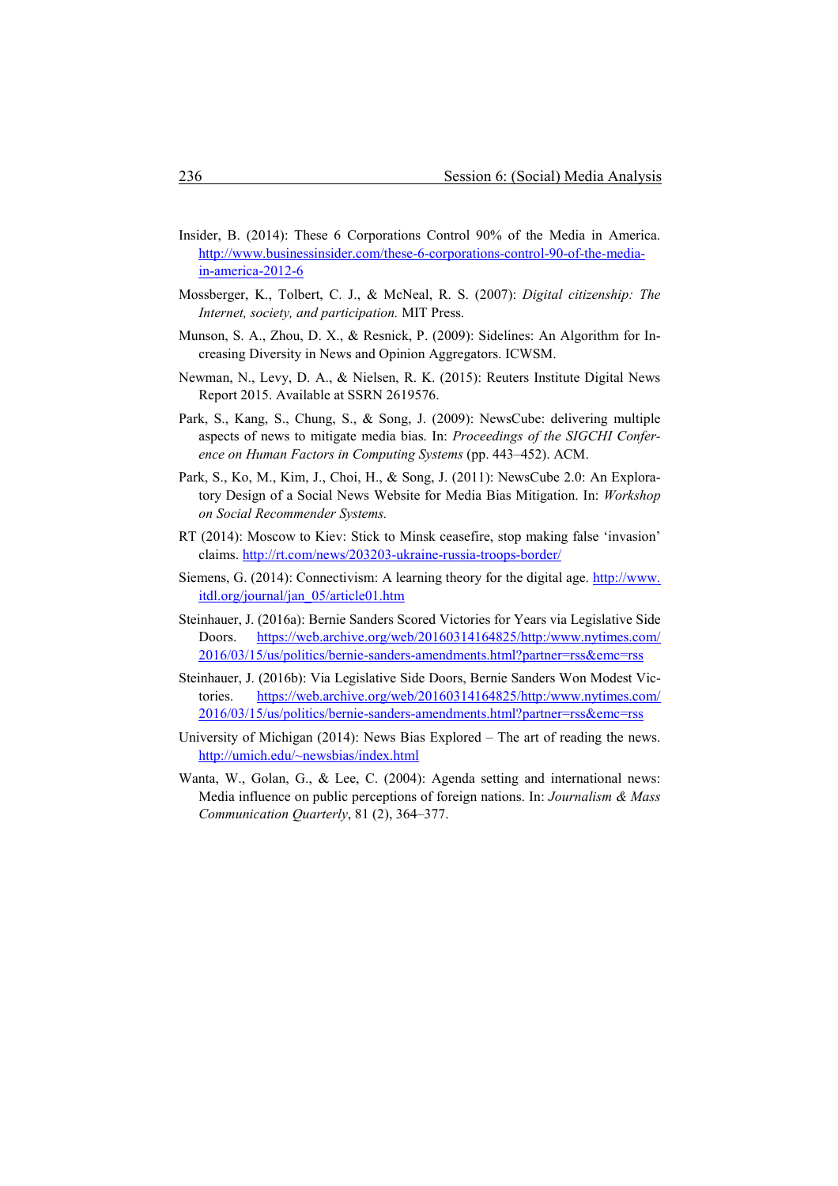Insider, B. (2014): These 6 Corporations Control 90% of the Media in America. http://www.businessinsider.com/these-6-corporations-control-90-of-the-media-in-america-2012-6

Mossberger, K., Tolbert, C. J., & McNeal, R. S. (2007): *Digital citizenship: The Internet, society, and participation.* MIT Press.

Munson, S. A., Zhou, D. X., & Resnick, P. (2009): Sidelines: An Algorithm for Increasing Diversity in News and Opinion Aggregators. ICWSM.

Newman, N., Levy, D. A., & Nielsen, R. K. (2015): Reuters Institute Digital News Report 2015. Available at SSRN 2619576.

Park, S., Kang, S., Chung, S., & Song, J. (2009): NewsCube: delivering multiple aspects of news to mitigate media bias. In: *Proceedings of the SIGCHI Conference on Human Factors in Computing Systems* (pp. 443–452). ACM.

Park, S., Ko, M., Kim, J., Choi, H., & Song, J. (2011): NewsCube 2.0: An Exploratory Design of a Social News Website for Media Bias Mitigation. In: *Workshop on Social Recommender Systems.*

RT (2014): Moscow to Kiev: Stick to Minsk ceasefire, stop making false 'invasion' claims. http://rt.com/news/203203-ukraine-russia-troops-border/

Siemens, G. (2014): Connectivism: A learning theory for the digital age. http://www.itdl.org/journal/jan_05/article01.htm

Steinhauer, J. (2016a): Bernie Sanders Scored Victories for Years via Legislative Side Doors. https://web.archive.org/web/20160314164825/http:/www.nytimes.com/2016/03/15/us/politics/bernie-sanders-amendments.html?partner=rss&emc=rss

Steinhauer, J. (2016b): Via Legislative Side Doors, Bernie Sanders Won Modest Victories. https://web.archive.org/web/20160314164825/http:/www.nytimes.com/2016/03/15/us/politics/bernie-sanders-amendments.html?partner=rss&emc=rss

University of Michigan (2014): News Bias Explored – The art of reading the news. http://umich.edu/~newsbias/index.html

Wanta, W., Golan, G., & Lee, C. (2004): Agenda setting and international news: Media influence on public perceptions of foreign nations. In: *Journalism & Mass Communication Quarterly*, 81 (2), 364–377.